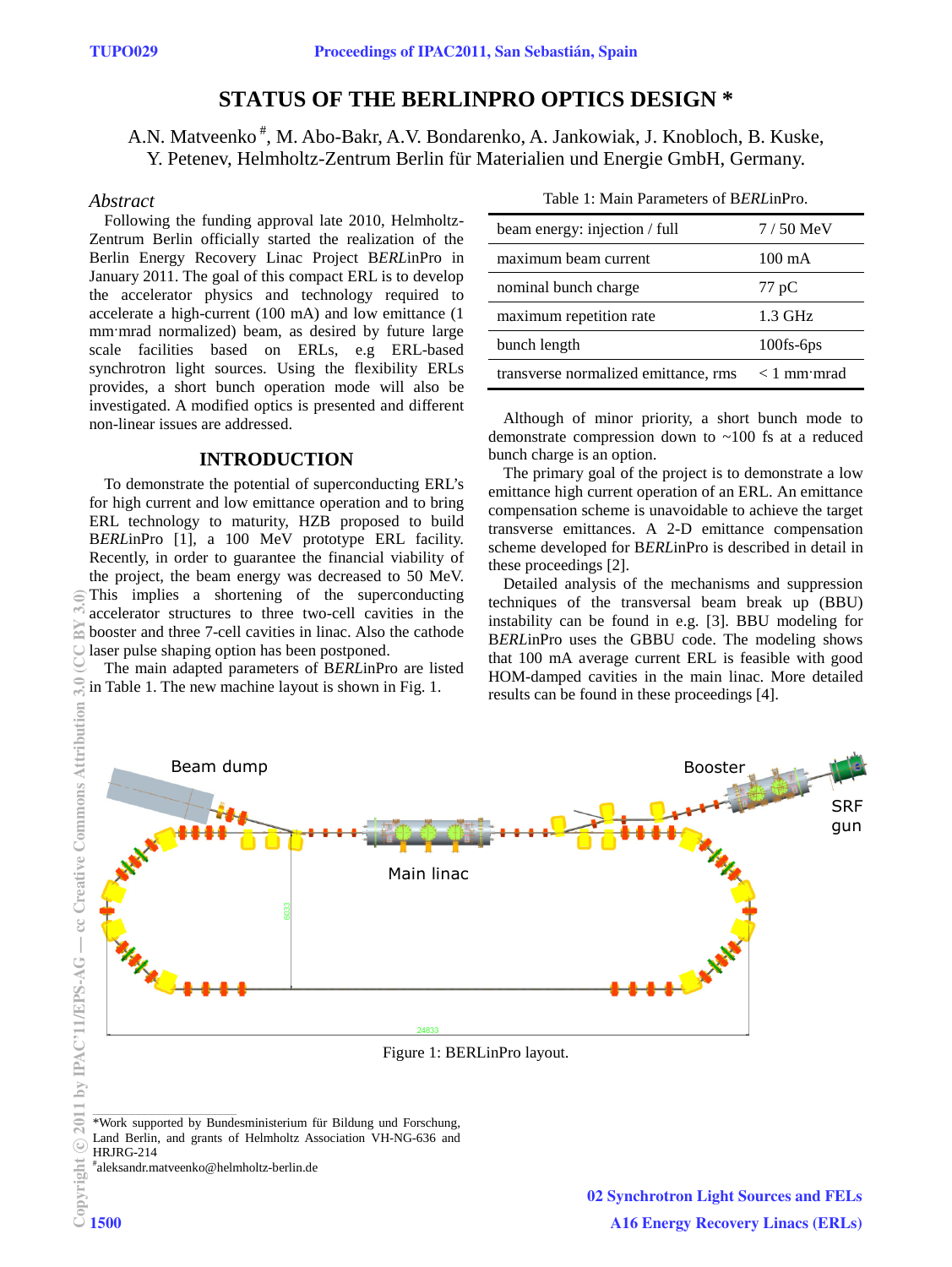# STATUS OF THE BERLINPRO OPTICS DESIGN *

A.N. Matveenko[#], M. Abo-Bakr, A.V. Bondarenko, A. Jankowiak, J. Knobloch, B. Kuske, Y. Petenev, Helmholtz-Zentrum Berlin für Materialien und Energie GmbH, Germany.

## *Abstract*

Following the funding approval late 2010, Helmholtz-Zentrum Berlin officially started the realization of the Berlin Energy Recovery Linac Project B*ERL*inPro in January 2011. The goal of this compact ERL is to develop the accelerator physics and technology required to accelerate a high-current (100 mA) and low emittance (1 mm·mrad normalized) beam, as desired by future large scale facilities based on ERLs, e.g ERL-based synchrotron light sources. Using the flexibility ERLs provides, a short bunch operation mode will also be investigated. A modified optics is presented and different non-linear issues are addressed.

## INTRODUCTION

To demonstrate the potential of superconducting ERL's for high current and low emittance operation and to bring ERL technology to maturity, HZB proposed to build B*ERL*inPro [1], a 100 MeV prototype ERL facility. Recently, in order to guarantee the financial viability of the project, the beam energy was decreased to 50 MeV. This implies a shortening of the superconducting accelerator structures to three two-cell cavities in the booster and three 7-cell cavities in linac. Also the cathode laser pulse shaping option has been postponed.

The main adapted parameters of B*ERL*inPro are listed in Table 1. The new machine layout is shown in Fig. 1.

Table 1: Main Parameters of B*ERL*inPro.

| | |
|---|---|
| beam energy: injection / full | 7 / 50 MeV |
| maximum beam current | 100 mA |
| nominal bunch charge | 77 pC |
| maximum repetition rate | 1.3 GHz |
| bunch length | 100fs-6ps |
| transverse normalized emittance, rms | < 1 mm·mrad |

Although of minor priority, a short bunch mode to demonstrate compression down to ~100 fs at a reduced bunch charge is an option.

The primary goal of the project is to demonstrate a low emittance high current operation of an ERL. An emittance compensation scheme is unavoidable to achieve the target transverse emittances. A 2-D emittance compensation scheme developed for B*ERL*inPro is described in detail in these proceedings [2].

Detailed analysis of the mechanisms and suppression techniques of the transversal beam break up (BBU) instability can be found in e.g. [3]. BBU modeling for B*ERL*inPro uses the GBBU code. The modeling shows that 100 mA average current ERL is feasible with good HOM-damped cavities in the main linac. More detailed results can be found in these proceedings [4].

Figure 1: BERLinPro layout.

*Work supported by Bundesministerium für Bildung und Forschung, Land Berlin, and grants of Helmholtz Association VH-NG-636 and HRJRG-214

[#]aleksandr.matveenko@helmholtz-berlin.de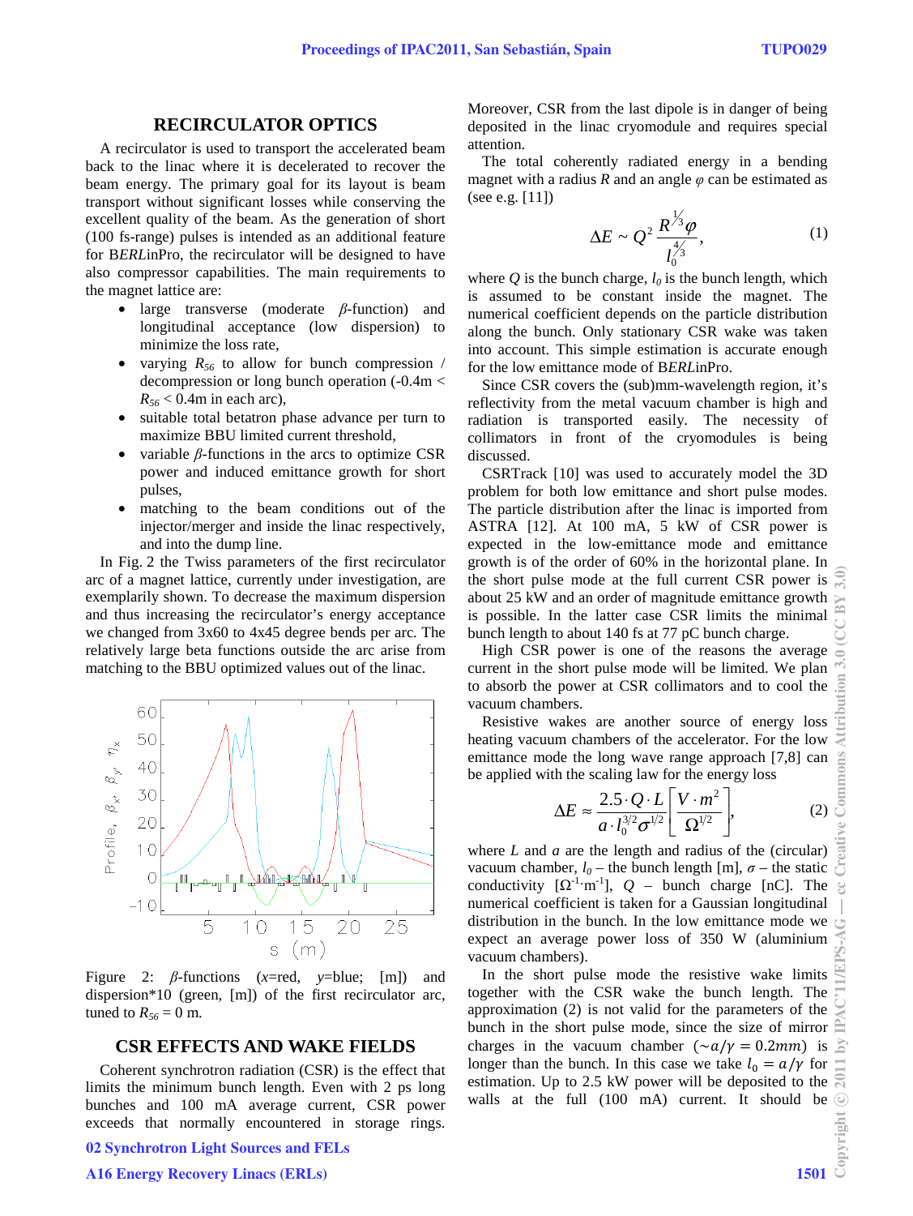## RECIRCULATOR OPTICS

A recirculator is used to transport the accelerated beam back to the linac where it is decelerated to recover the beam energy. The primary goal for its layout is beam transport without significant losses while conserving the excellent quality of the beam. As the generation of short (100 fs-range) pulses is intended as an additional feature for B*ERL*inPro, the recirculator will be designed to have also compressor capabilities. The main requirements to the magnet lattice are:

- large transverse (moderate $\beta$-function) and longitudinal acceptance (low dispersion) to minimize the loss rate,
- varying $R_{56}$ to allow for bunch compression / decompression or long bunch operation ($-0.4\text{m} < R_{56} < 0.4\text{m}$ in each arc),
- suitable total betatron phase advance per turn to maximize BBU limited current threshold,
- variable $\beta$-functions in the arcs to optimize CSR power and induced emittance growth for short pulses,
- matching to the beam conditions out of the injector/merger and inside the linac respectively, and into the dump line.

In Fig. 2 the Twiss parameters of the first recirculator arc of a magnet lattice, currently under investigation, are exemplarily shown. To decrease the maximum dispersion and thus increasing the recirculator's energy acceptance we changed from 3x60 to 4x45 degree bends per arc. The relatively large beta functions outside the arc arise from matching to the BBU optimized values out of the linac.

Figure 2: $\beta$-functions ($x$=red, $y$=blue; [m]) and dispersion*10 (green, [m]) of the first recirculator arc, tuned to $R_{56} = 0$ m.

## CSR EFFECTS AND WAKE FIELDS

Coherent synchrotron radiation (CSR) is the effect that limits the minimum bunch length. Even with 2 ps long bunches and 100 mA average current, CSR power exceeds that normally encountered in storage rings. Moreover, CSR from the last dipole is in danger of being deposited in the linac cryomodule and requires special attention.

The total coherently radiated energy in a bending magnet with a radius $R$ and an angle $\varphi$ can be estimated as (see e.g. [11])

$$\Delta E \sim Q^2 \frac{R^{1/3}\varphi}{l_0^{4/3}}, \tag{1}$$

where $Q$ is the bunch charge, $l_0$ is the bunch length, which is assumed to be constant inside the magnet. The numerical coefficient depends on the particle distribution along the bunch. Only stationary CSR wake was taken into account. This simple estimation is accurate enough for the low emittance mode of B*ERL*inPro.

Since CSR covers the (sub)mm-wavelength region, it's reflectivity from the metal vacuum chamber is high and radiation is transported easily. The necessity of collimators in front of the cryomodules is being discussed.

CSRTrack [10] was used to accurately model the 3D problem for both low emittance and short pulse modes. The particle distribution after the linac is imported from ASTRA [12]. At 100 mA, 5 kW of CSR power is expected in the low-emittance mode and emittance growth is of the order of 60% in the horizontal plane. In the short pulse mode at the full current CSR power is about 25 kW and an order of magnitude emittance growth is possible. In the latter case CSR limits the minimal bunch length to about 140 fs at 77 pC bunch charge.

High CSR power is one of the reasons the average current in the short pulse mode will be limited. We plan to absorb the power at CSR collimators and to cool the vacuum chambers.

Resistive wakes are another source of energy loss heating vacuum chambers of the accelerator. For the low emittance mode the long wave range approach [7,8] can be applied with the scaling law for the energy loss

$$\Delta E \approx \frac{2.5 \cdot Q \cdot L}{a \cdot l_0^{3/2} \sigma^{1/2}} \left[ \frac{V \cdot m^2}{\Omega^{1/2}} \right], \tag{2}$$

where $L$ and $a$ are the length and radius of the (circular) vacuum chamber, $l_0$ – the bunch length [m], $\sigma$ – the static conductivity [$\Omega^{-1}\cdot\text{m}^{-1}$], $Q$ – bunch charge [nC]. The numerical coefficient is taken for a Gaussian longitudinal distribution in the bunch. In the low emittance mode we expect an average power loss of 350 W (aluminium vacuum chambers).

In the short pulse mode the resistive wake limits together with the CSR wake the bunch length. The approximation (2) is not valid for the parameters of the bunch in the short pulse mode, since the size of mirror charges in the vacuum chamber ($\sim a/\gamma = 0.2mm$) is longer than the bunch. In this case we take $l_0 = a/\gamma$ for estimation. Up to 2.5 kW power will be deposited to the walls at the full (100 mA) current. It should be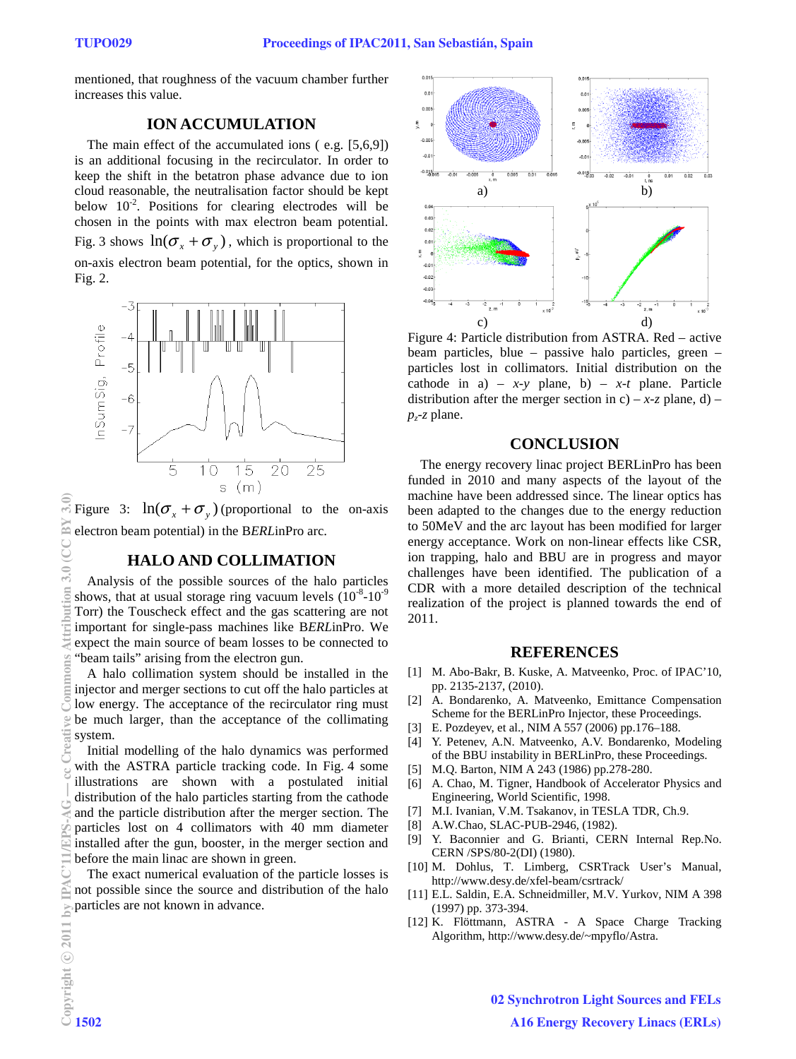mentioned, that roughness of the vacuum chamber further increases this value.

## ION ACCUMULATION

The main effect of the accumulated ions ( e.g. [5,6,9]) is an additional focusing in the recirculator. In order to keep the shift in the betatron phase advance due to ion cloud reasonable, the neutralisation factor should be kept below $10^{-2}$. Positions for clearing electrodes will be chosen in the points with max electron beam potential. Fig. 3 shows $\ln(\sigma_x + \sigma_y)$, which is proportional to the on-axis electron beam potential, for the optics, shown in Fig. 2.

lnSum Sig, Profile
-3
-4
-5
-6
-7
5 10 15 20 25
s (m)

Figure 3: $\ln(\sigma_x + \sigma_y)$ (proportional to the on-axis electron beam potential) in the B*ERL*inPro arc.

## HALO AND COLLIMATION

Analysis of the possible sources of the halo particles shows, that at usual storage ring vacuum levels ($10^{-8}$-$10^{-9}$ Torr) the Touscheck effect and the gas scattering are not important for single-pass machines like B*ERL*inPro. We expect the main source of beam losses to be connected to "beam tails" arising from the electron gun.

A halo collimation system should be installed in the injector and merger sections to cut off the halo particles at low energy. The acceptance of the recirculator ring must be much larger, than the acceptance of the collimating system.

Initial modelling of the halo dynamics was performed with the ASTRA particle tracking code. In Fig. 4 some illustrations are shown with a postulated initial distribution of the halo particles starting from the cathode and the particle distribution after the merger section. The particles lost on 4 collimators with 40 mm diameter installed after the gun, booster, in the merger section and before the main linac are shown in green.

The exact numerical evaluation of the particle losses is not possible since the source and distribution of the halo particles are not known in advance.

a) b) c) d)

Figure 4: Particle distribution from ASTRA. Red – active beam particles, blue – passive halo particles, green – particles lost in collimators. Initial distribution on the cathode in a) – *x-y* plane, b) – *x-t* plane. Particle distribution after the merger section in c) – *x-z* plane, d) – $p_z$-*z* plane.

## CONCLUSION

The energy recovery linac project BERLinPro has been funded in 2010 and many aspects of the layout of the machine have been addressed since. The linear optics has been adapted to the changes due to the energy reduction to 50MeV and the arc layout has been modified for larger energy acceptance. Work on non-linear effects like CSR, ion trapping, halo and BBU are in progress and mayor challenges have been identified. The publication of a CDR with a more detailed description of the technical realization of the project is planned towards the end of 2011.

## REFERENCES

[1] M. Abo-Bakr, B. Kuske, A. Matveenko, Proc. of IPAC'10, pp. 2135-2137, (2010).
[2] A. Bondarenko, A. Matveenko, Emittance Compensation Scheme for the BERLinPro Injector, these Proceedings.
[3] E. Pozdeyev, et al., NIM A 557 (2006) pp.176–188.
[4] Y. Petenev, A.N. Matveenko, A.V. Bondarenko, Modeling of the BBU instability in BERLinPro, these Proceedings.
[5] M.Q. Barton, NIM A 243 (1986) pp.278-280.
[6] A. Chao, M. Tigner, Handbook of Accelerator Physics and Engineering, World Scientific, 1998.
[7] M.I. Ivanian, V.M. Tsakanov, in TESLA TDR, Ch.9.
[8] A.W.Chao, SLAC-PUB-2946, (1982).
[9] Y. Baconnier and G. Brianti, CERN Internal Rep.No. CERN /SPS/80-2(DI) (1980).
[10] M. Dohlus, T. Limberg, CSRTrack User's Manual, http://www.desy.de/xfel-beam/csrtrack/
[11] E.L. Saldin, E.A. Schneidmiller, M.V. Yurkov, NIM A 398 (1997) pp. 373-394.
[12] K. Flöttmann, ASTRA - A Space Charge Tracking Algorithm, http://www.desy.de/~mpyflo/Astra.